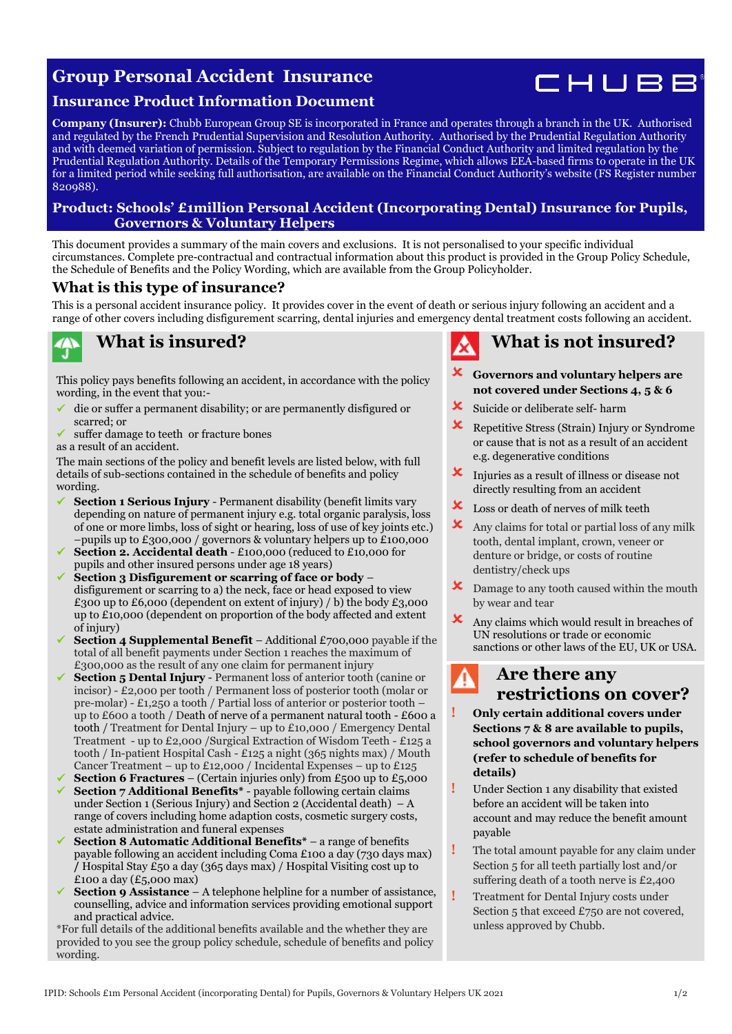# Group Personal Accident Insurance

## Insurance Product Information Document

CHUBB

**Company (Insurer):** Chubb European Group SE is incorporated in France and operates through a branch in the UK. Authorised and regulated by the French Prudential Supervision and Resolution Authority. Authorised by the Prudential Regulation Authority and with deemed variation of permission. Subject to regulation by the Financial Conduct Authority and limited regulation by the Prudential Regulation Authority. Details of the Temporary Permissions Regime, which allows EEA-based firms to operate in the UK for a limited period while seeking full authorisation, are available on the Financial Conduct Authority's website (FS Register number 820988).

**Product: Schools' £1million Personal Accident (Incorporating Dental) Insurance for Pupils, Governors & Voluntary Helpers**

This document provides a summary of the main covers and exclusions. It is not personalised to your specific individual circumstances. Complete pre-contractual and contractual information about this product is provided in the Group Policy Schedule, the Schedule of Benefits and the Policy Wording, which are available from the Group Policyholder.

## What is this type of insurance?

This is a personal accident insurance policy. It provides cover in the event of death or serious injury following an accident and a range of other covers including disfigurement scarring, dental injuries and emergency dental treatment costs following an accident.

## What is insured?

This policy pays benefits following an accident, in accordance with the policy wording, in the event that you:-

- ✓ die or suffer a permanent disability; or are permanently disfigured or scarred; or
- ✓ suffer damage to teeth or fracture bones

as a result of an accident.

The main sections of the policy and benefit levels are listed below, with full details of sub-sections contained in the schedule of benefits and policy wording.

- ✓ **Section 1 Serious Injury** - Permanent disability (benefit limits vary depending on nature of permanent injury e.g. total organic paralysis, loss of one or more limbs, loss of sight or hearing, loss of use of key joints etc.) –pupils up to £300,000 / governors & voluntary helpers up to £100,000
- ✓ **Section 2. Accidental death** - £100,000 (reduced to £10,000 for pupils and other insured persons under age 18 years)
- ✓ **Section 3 Disfigurement or scarring of face or body** – disfigurement or scarring to a) the neck, face or head exposed to view £300 up to £6,000 (dependent on extent of injury) / b) the body £3,000 up to £10,000 (dependent on proportion of the body affected and extent of injury)
- ✓ **Section 4 Supplemental Benefit** – Additional £700,000 payable if the total of all benefit payments under Section 1 reaches the maximum of £300,000 as the result of any one claim for permanent injury
- ✓ **Section 5 Dental Injury** - Permanent loss of anterior tooth (canine or incisor) - £2,000 per tooth / Permanent loss of posterior tooth (molar or pre-molar) - £1,250 a tooth / Partial loss of anterior or posterior tooth – up to £600 a tooth / Death of nerve of a permanent natural tooth - £600 a tooth / Treatment for Dental Injury – up to £10,000 / Emergency Dental Treatment - up to £2,000 /Surgical Extraction of Wisdom Teeth - £125 a tooth / In-patient Hospital Cash - £125 a night (365 nights max) / Mouth Cancer Treatment – up to £12,000 / Incidental Expenses – up to £125
- ✓ **Section 6 Fractures** – (Certain injuries only) from £500 up to £5,000
- ✓ **Section 7 Additional Benefits*** - payable following certain claims under Section 1 (Serious Injury) and Section 2 (Accidental death) – A range of covers including home adaption costs, cosmetic surgery costs, estate administration and funeral expenses
- ✓ **Section 8 Automatic Additional Benefits*** – a range of benefits payable following an accident including Coma £100 a day (730 days max) / Hospital Stay £50 a day (365 days max) / Hospital Visiting cost up to £100 a day (£5,000 max)
- ✓ **Section 9 Assistance** – A telephone helpline for a number of assistance, counselling, advice and information services providing emotional support and practical advice.

*For full details of the additional benefits available and the whether they are provided to you see the group policy schedule, schedule of benefits and policy wording.

## What is not insured?

- ✗ **Governors and voluntary helpers are not covered under Sections 4, 5 & 6**
- ✗ Suicide or deliberate self- harm
- ✗ Repetitive Stress (Strain) Injury or Syndrome or cause that is not as a result of an accident e.g. degenerative conditions
- ✗ Injuries as a result of illness or disease not directly resulting from an accident
- ✗ Loss or death of nerves of milk teeth
- ✗ Any claims for total or partial loss of any milk tooth, dental implant, crown, veneer or denture or bridge, or costs of routine dentistry/check ups
- ✗ Damage to any tooth caused within the mouth by wear and tear
- ✗ Any claims which would result in breaches of UN resolutions or trade or economic sanctions or other laws of the EU, UK or USA.

## Are there any restrictions on cover?

- ! **Only certain additional covers under Sections 7 & 8 are available to pupils, school governors and voluntary helpers (refer to schedule of benefits for details)**
- ! Under Section 1 any disability that existed before an accident will be taken into account and may reduce the benefit amount payable
- ! The total amount payable for any claim under Section 5 for all teeth partially lost and/or suffering death of a tooth nerve is £2,400
- ! Treatment for Dental Injury costs under Section 5 that exceed £750 are not covered, unless approved by Chubb.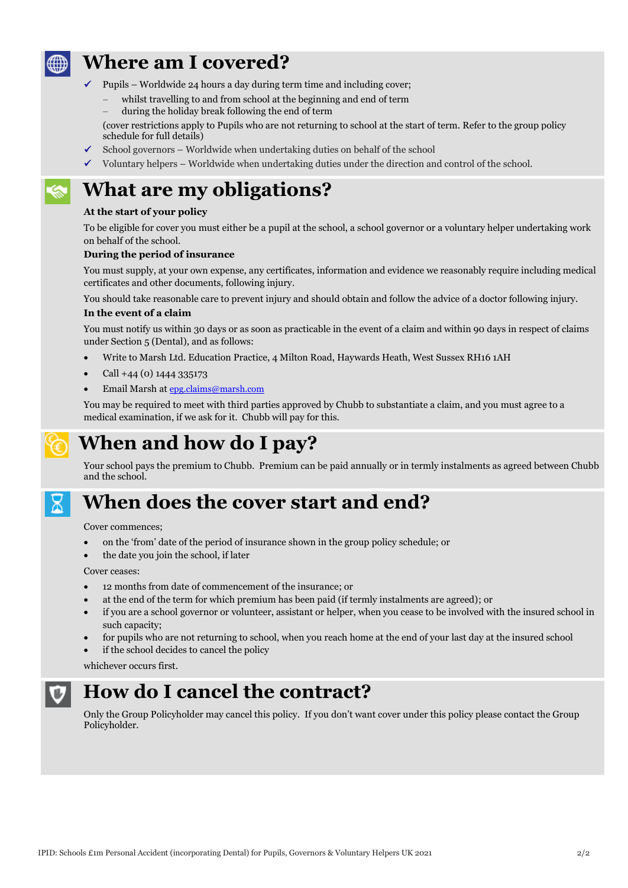## Where am I covered?

- ✓ Pupils – Worldwide 24 hours a day during term time and including cover;
  - whilst travelling to and from school at the beginning and end of term
  - during the holiday break following the end of term

  (cover restrictions apply to Pupils who are not returning to school at the start of term. Refer to the group policy schedule for full details)
- ✓ School governors – Worldwide when undertaking duties on behalf of the school
- ✓ Voluntary helpers – Worldwide when undertaking duties under the direction and control of the school.

## What are my obligations?

**At the start of your policy**

To be eligible for cover you must either be a pupil at the school, a school governor or a voluntary helper undertaking work on behalf of the school.

**During the period of insurance**

You must supply, at your own expense, any certificates, information and evidence we reasonably require including medical certificates and other documents, following injury.

You should take reasonable care to prevent injury and should obtain and follow the advice of a doctor following injury.

**In the event of a claim**

You must notify us within 30 days or as soon as practicable in the event of a claim and within 90 days in respect of claims under Section 5 (Dental), and as follows:

- Write to Marsh Ltd. Education Practice, 4 Milton Road, Haywards Heath, West Sussex RH16 1AH
- Call +44 (0) 1444 335173
- Email Marsh at epg.claims@marsh.com

You may be required to meet with third parties approved by Chubb to substantiate a claim, and you must agree to a medical examination, if we ask for it. Chubb will pay for this.

## When and how do I pay?

Your school pays the premium to Chubb. Premium can be paid annually or in termly instalments as agreed between Chubb and the school.

## When does the cover start and end?

Cover commences;

- on the 'from' date of the period of insurance shown in the group policy schedule; or
- the date you join the school, if later

Cover ceases:

- 12 months from date of commencement of the insurance; or
- at the end of the term for which premium has been paid (if termly instalments are agreed); or
- if you are a school governor or volunteer, assistant or helper, when you cease to be involved with the insured school in such capacity;
- for pupils who are not returning to school, when you reach home at the end of your last day at the insured school
- if the school decides to cancel the policy

whichever occurs first.

## How do I cancel the contract?

Only the Group Policyholder may cancel this policy. If you don't want cover under this policy please contact the Group Policyholder.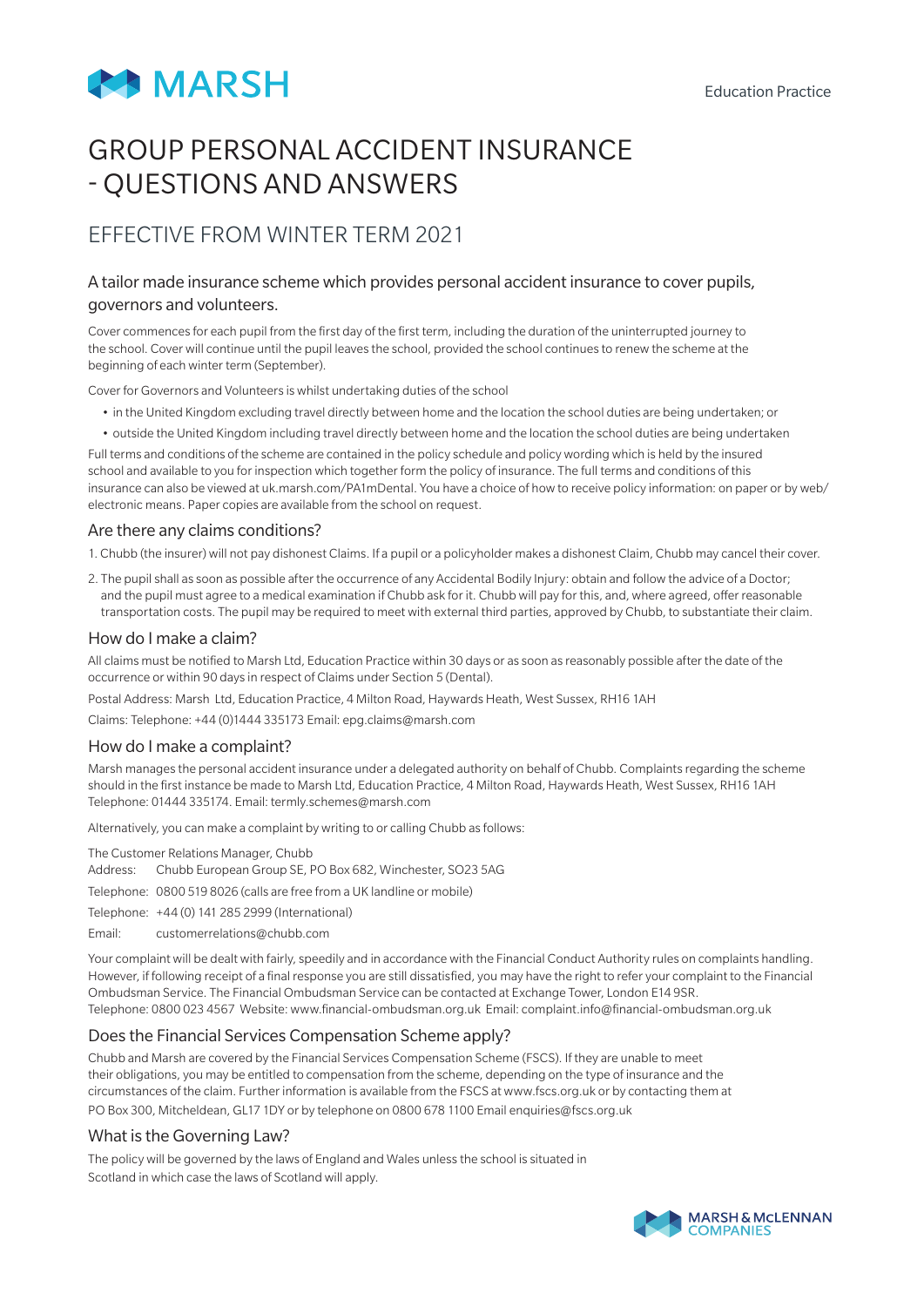MARSH

Education Practice

# GROUP PERSONAL ACCIDENT INSURANCE - QUESTIONS AND ANSWERS

## EFFECTIVE FROM WINTER TERM 2021

### A tailor made insurance scheme which provides personal accident insurance to cover pupils, governors and volunteers.

Cover commences for each pupil from the first day of the first term, including the duration of the uninterrupted journey to the school. Cover will continue until the pupil leaves the school, provided the school continues to renew the scheme at the beginning of each winter term (September).

Cover for Governors and Volunteers is whilst undertaking duties of the school

- in the United Kingdom excluding travel directly between home and the location the school duties are being undertaken; or
- outside the United Kingdom including travel directly between home and the location the school duties are being undertaken

Full terms and conditions of the scheme are contained in the policy schedule and policy wording which is held by the insured school and available to you for inspection which together form the policy of insurance. The full terms and conditions of this insurance can also be viewed at uk.marsh.com/PA1mDental. You have a choice of how to receive policy information: on paper or by web/ electronic means. Paper copies are available from the school on request.

### Are there any claims conditions?

1. Chubb (the insurer) will not pay dishonest Claims. If a pupil or a policyholder makes a dishonest Claim, Chubb may cancel their cover.
2. The pupil shall as soon as possible after the occurrence of any Accidental Bodily Injury: obtain and follow the advice of a Doctor; and the pupil must agree to a medical examination if Chubb ask for it. Chubb will pay for this, and, where agreed, offer reasonable transportation costs. The pupil may be required to meet with external third parties, approved by Chubb, to substantiate their claim.

### How do I make a claim?

All claims must be notified to Marsh Ltd, Education Practice within 30 days or as soon as reasonably possible after the date of the occurrence or within 90 days in respect of Claims under Section 5 (Dental).

Postal Address: Marsh Ltd, Education Practice, 4 Milton Road, Haywards Heath, West Sussex, RH16 1AH

Claims: Telephone: +44 (0)1444 335173 Email: epg.claims@marsh.com

### How do I make a complaint?

Marsh manages the personal accident insurance under a delegated authority on behalf of Chubb. Complaints regarding the scheme should in the first instance be made to Marsh Ltd, Education Practice, 4 Milton Road, Haywards Heath, West Sussex, RH16 1AH Telephone: 01444 335174. Email: termly.schemes@marsh.com

Alternatively, you can make a complaint by writing to or calling Chubb as follows:

The Customer Relations Manager, Chubb
Address: Chubb European Group SE, PO Box 682, Winchester, SO23 5AG
Telephone: 0800 519 8026 (calls are free from a UK landline or mobile)
Telephone: +44 (0) 141 285 2999 (International)
Email: customerrelations@chubb.com

Your complaint will be dealt with fairly, speedily and in accordance with the Financial Conduct Authority rules on complaints handling. However, if following receipt of a final response you are still dissatisfied, you may have the right to refer your complaint to the Financial Ombudsman Service. The Financial Ombudsman Service can be contacted at Exchange Tower, London E14 9SR.
Telephone: 0800 023 4567 Website: www.financial-ombudsman.org.uk Email: complaint.info@financial-ombudsman.org.uk

### Does the Financial Services Compensation Scheme apply?

Chubb and Marsh are covered by the Financial Services Compensation Scheme (FSCS). If they are unable to meet their obligations, you may be entitled to compensation from the scheme, depending on the type of insurance and the circumstances of the claim. Further information is available from the FSCS at www.fscs.org.uk or by contacting them at PO Box 300, Mitcheldean, GL17 1DY or by telephone on 0800 678 1100 Email enquiries@fscs.org.uk

### What is the Governing Law?

The policy will be governed by the laws of England and Wales unless the school is situated in Scotland in which case the laws of Scotland will apply.

MARSH & McLENNAN COMPANIES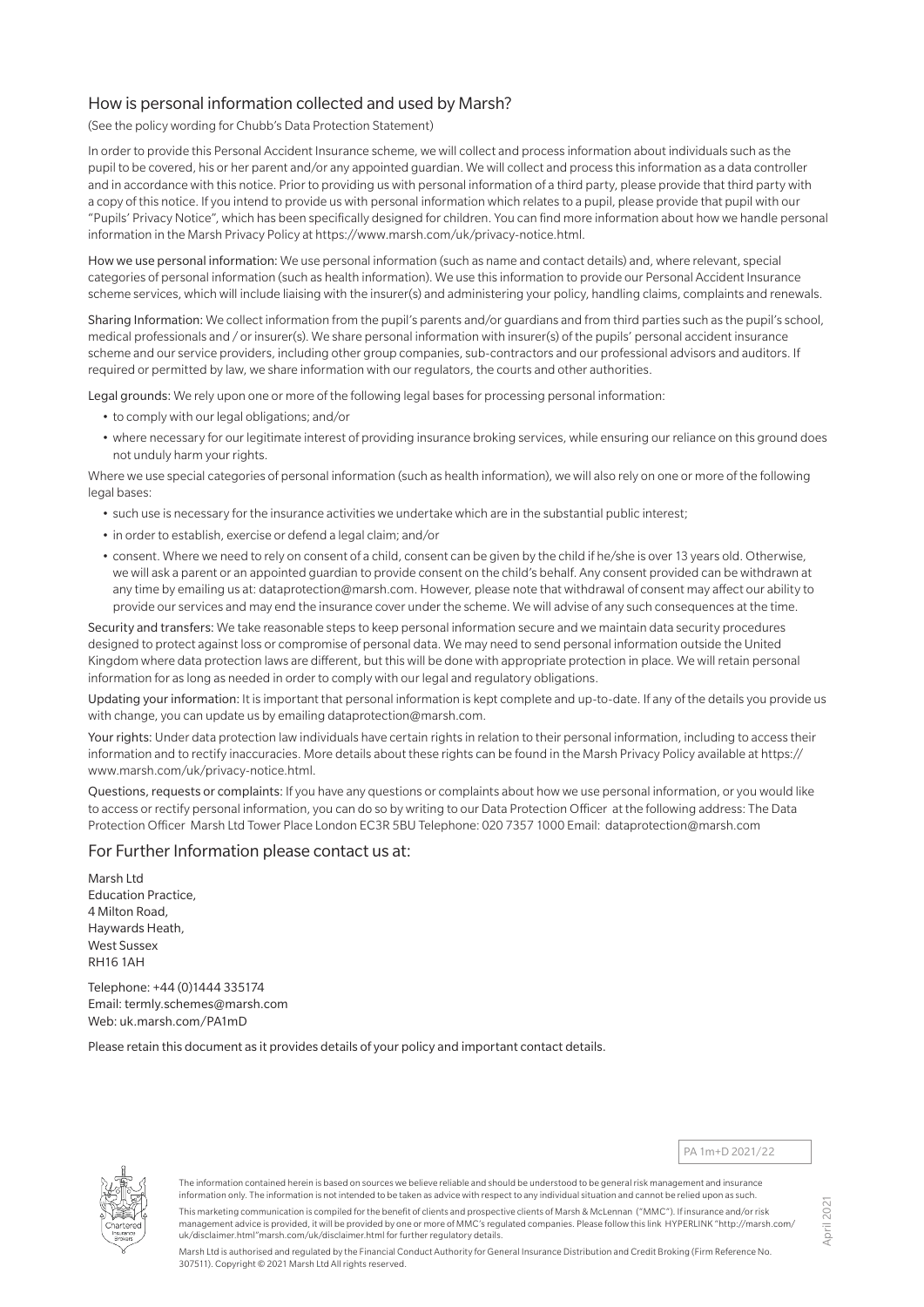## How is personal information collected and used by Marsh?

(See the policy wording for Chubb's Data Protection Statement)

In order to provide this Personal Accident Insurance scheme, we will collect and process information about individuals such as the pupil to be covered, his or her parent and/or any appointed guardian. We will collect and process this information as a data controller and in accordance with this notice. Prior to providing us with personal information of a third party, please provide that third party with a copy of this notice. If you intend to provide us with personal information which relates to a pupil, please provide that pupil with our "Pupils' Privacy Notice", which has been specifically designed for children. You can find more information about how we handle personal information in the Marsh Privacy Policy at https://www.marsh.com/uk/privacy-notice.html.

How we use personal information: We use personal information (such as name and contact details) and, where relevant, special categories of personal information (such as health information). We use this information to provide our Personal Accident Insurance scheme services, which will include liaising with the insurer(s) and administering your policy, handling claims, complaints and renewals.

Sharing Information: We collect information from the pupil's parents and/or guardians and from third parties such as the pupil's school, medical professionals and / or insurer(s). We share personal information with insurer(s) of the pupils' personal accident insurance scheme and our service providers, including other group companies, sub-contractors and our professional advisors and auditors. If required or permitted by law, we share information with our regulators, the courts and other authorities.

Legal grounds: We rely upon one or more of the following legal bases for processing personal information:

- to comply with our legal obligations; and/or
- where necessary for our legitimate interest of providing insurance broking services, while ensuring our reliance on this ground does not unduly harm your rights.

Where we use special categories of personal information (such as health information), we will also rely on one or more of the following legal bases:

- such use is necessary for the insurance activities we undertake which are in the substantial public interest;
- in order to establish, exercise or defend a legal claim; and/or
- consent. Where we need to rely on consent of a child, consent can be given by the child if he/she is over 13 years old. Otherwise, we will ask a parent or an appointed guardian to provide consent on the child's behalf. Any consent provided can be withdrawn at any time by emailing us at: dataprotection@marsh.com. However, please note that withdrawal of consent may affect our ability to provide our services and may end the insurance cover under the scheme. We will advise of any such consequences at the time.

Security and transfers: We take reasonable steps to keep personal information secure and we maintain data security procedures designed to protect against loss or compromise of personal data. We may need to send personal information outside the United Kingdom where data protection laws are different, but this will be done with appropriate protection in place. We will retain personal information for as long as needed in order to comply with our legal and regulatory obligations.

Updating your information: It is important that personal information is kept complete and up-to-date. If any of the details you provide us with change, you can update us by emailing dataprotection@marsh.com.

Your rights: Under data protection law individuals have certain rights in relation to their personal information, including to access their information and to rectify inaccuracies. More details about these rights can be found in the Marsh Privacy Policy available at https://www.marsh.com/uk/privacy-notice.html.

Questions, requests or complaints: If you have any questions or complaints about how we use personal information, or you would like to access or rectify personal information, you can do so by writing to our Data Protection Officer at the following address: The Data Protection Officer Marsh Ltd Tower Place London EC3R 5BU Telephone: 020 7357 1000 Email: dataprotection@marsh.com

## For Further Information please contact us at:

Marsh Ltd
Education Practice,
4 Milton Road,
Haywards Heath,
West Sussex
RH16 1AH

Telephone: +44 (0)1444 335174
Email: termly.schemes@marsh.com
Web: uk.marsh.com/PA1mD

Please retain this document as it provides details of your policy and important contact details.

PA 1m+D 2021/22

The information contained herein is based on sources we believe reliable and should be understood to be general risk management and insurance information only. The information is not intended to be taken as advice with respect to any individual situation and cannot be relied upon as such.

This marketing communication is compiled for the benefit of clients and prospective clients of Marsh & McLennan ("MMC"). If insurance and/or risk management advice is provided, it will be provided by one or more of MMC's regulated companies. Please follow this link HYPERLINK "http://marsh.com/uk/disclaimer.html"marsh.com/uk/disclaimer.html for further regulatory details.

Marsh Ltd is authorised and regulated by the Financial Conduct Authority for General Insurance Distribution and Credit Broking (Firm Reference No. 307511). Copyright © 2021 Marsh Ltd All rights reserved.

April 2021